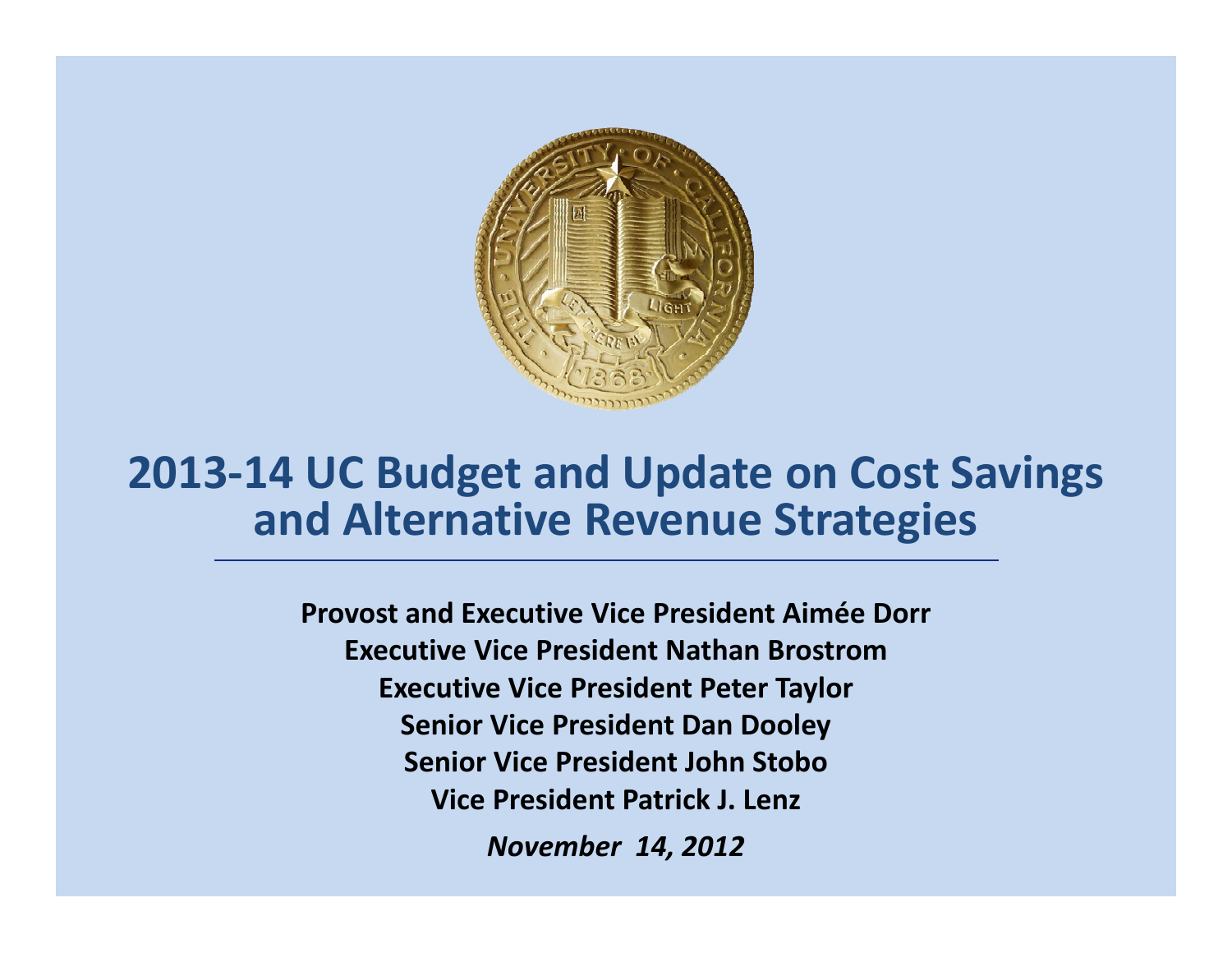# 2013-14 UC Budget and Update on Cost Savings and Alternative Revenue Strategies

**Provost and Executive Vice President Aimée Dorr**
**Executive Vice President Nathan Brostrom**
**Executive Vice President Peter Taylor**
**Senior Vice President Dan Dooley**
**Senior Vice President John Stobo**
**Vice President Patrick J. Lenz**

***November 14, 2012***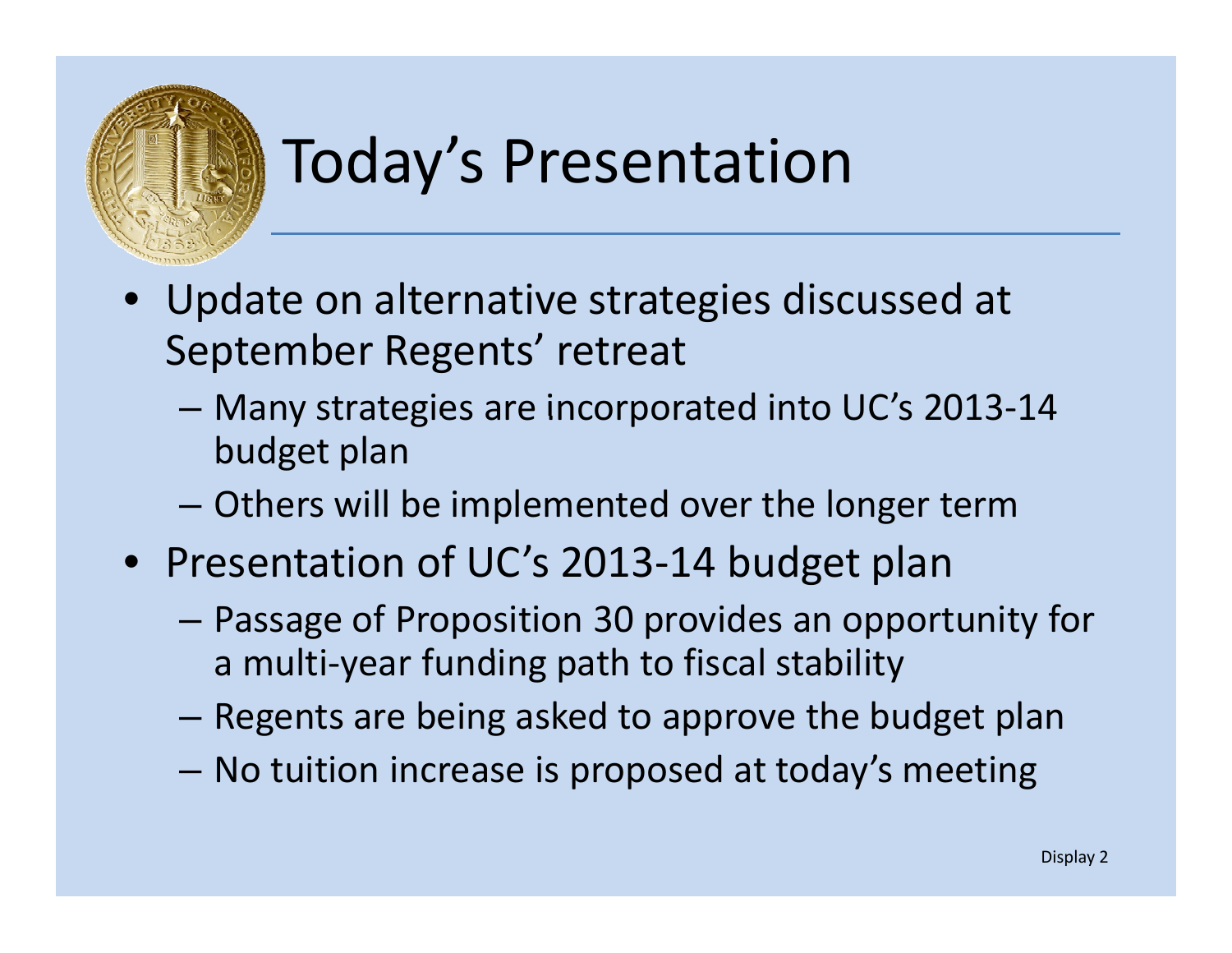# Today's Presentation

- Update on alternative strategies discussed at September Regents' retreat
  - Many strategies are incorporated into UC's 2013-14 budget plan
  - Others will be implemented over the longer term
- Presentation of UC's 2013-14 budget plan
  - Passage of Proposition 30 provides an opportunity for a multi-year funding path to fiscal stability
  - Regents are being asked to approve the budget plan
  - No tuition increase is proposed at today's meeting

Display 2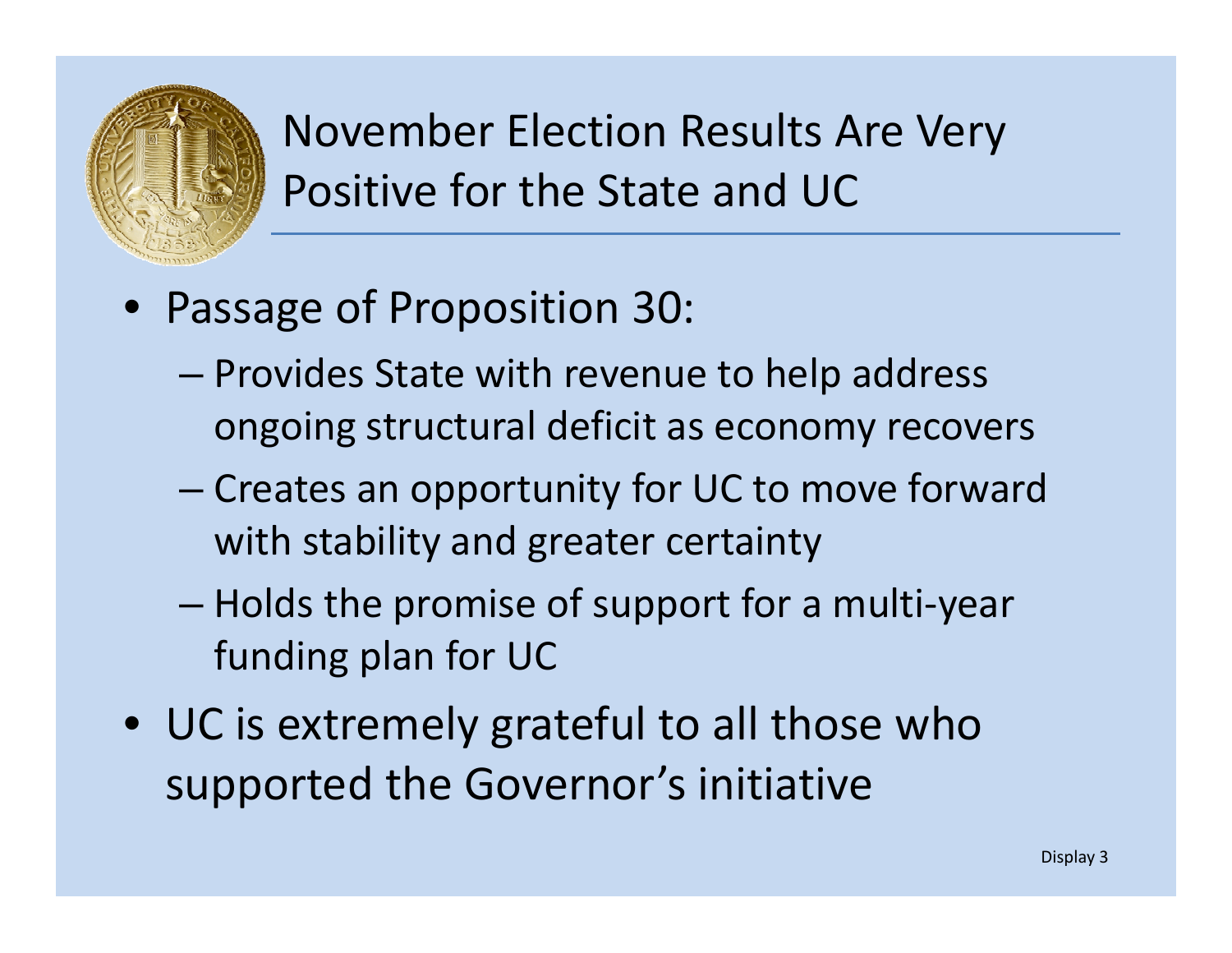# November Election Results Are Very Positive for the State and UC

- Passage of Proposition 30:
  - Provides State with revenue to help address ongoing structural deficit as economy recovers
  - Creates an opportunity for UC to move forward with stability and greater certainty
  - Holds the promise of support for a multi-year funding plan for UC
- UC is extremely grateful to all those who supported the Governor's initiative

Display 3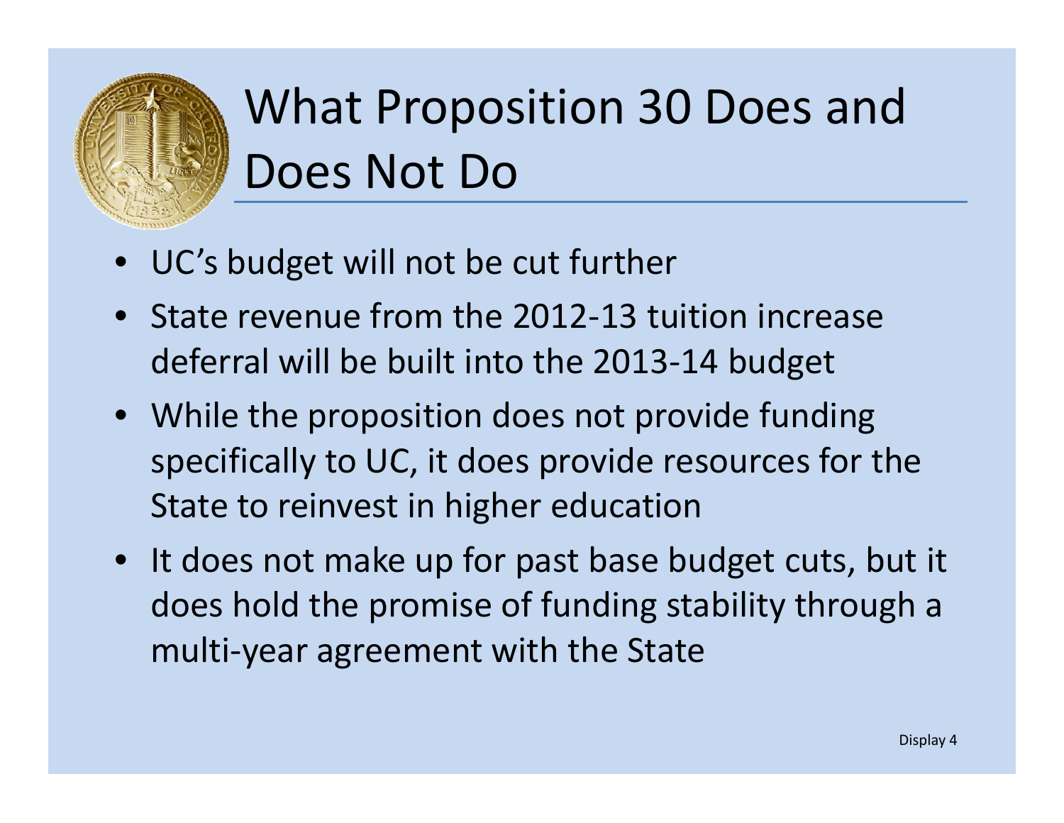# What Proposition 30 Does and Does Not Do

- UC's budget will not be cut further
- State revenue from the 2012-13 tuition increase deferral will be built into the 2013-14 budget
- While the proposition does not provide funding specifically to UC, it does provide resources for the State to reinvest in higher education
- It does not make up for past base budget cuts, but it does hold the promise of funding stability through a multi-year agreement with the State

Display 4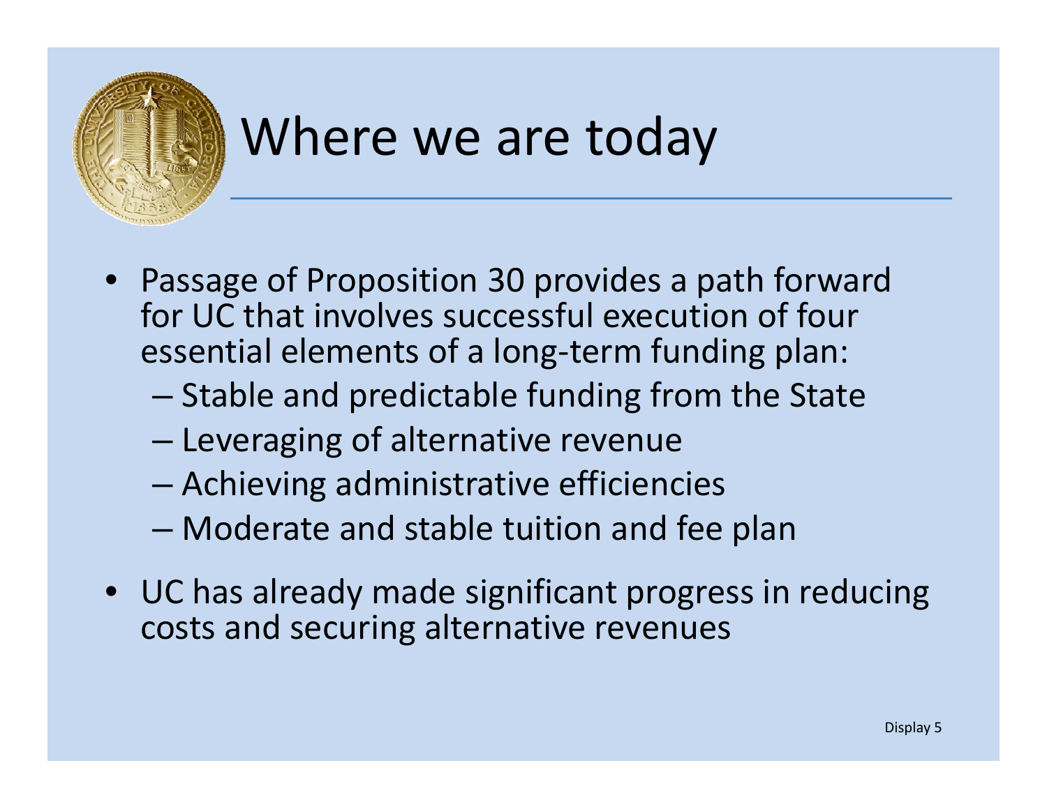# Where we are today

- Passage of Proposition 30 provides a path forward for UC that involves successful execution of four essential elements of a long-term funding plan:
  - Stable and predictable funding from the State
  - Leveraging of alternative revenue
  - Achieving administrative efficiencies
  - Moderate and stable tuition and fee plan
- UC has already made significant progress in reducing costs and securing alternative revenues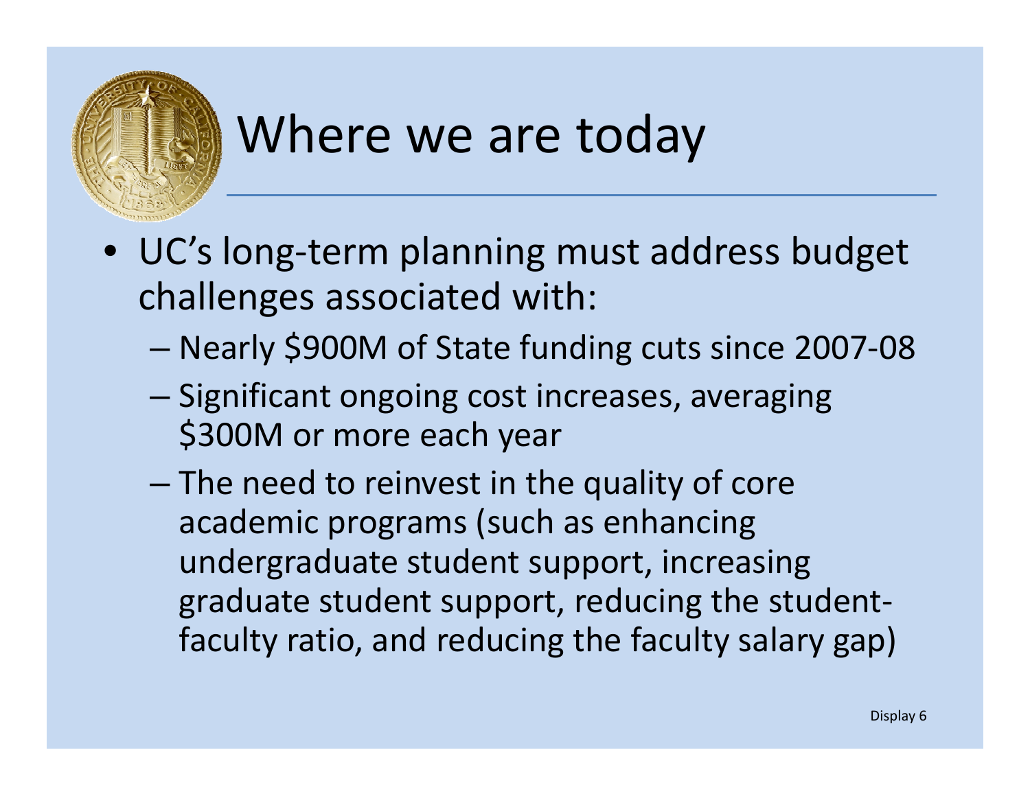# Where we are today

- UC's long-term planning must address budget challenges associated with:
  - Nearly $900M of State funding cuts since 2007-08
  - Significant ongoing cost increases, averaging $300M or more each year
  - The need to reinvest in the quality of core academic programs (such as enhancing undergraduate student support, increasing graduate student support, reducing the student-faculty ratio, and reducing the faculty salary gap)

Display 6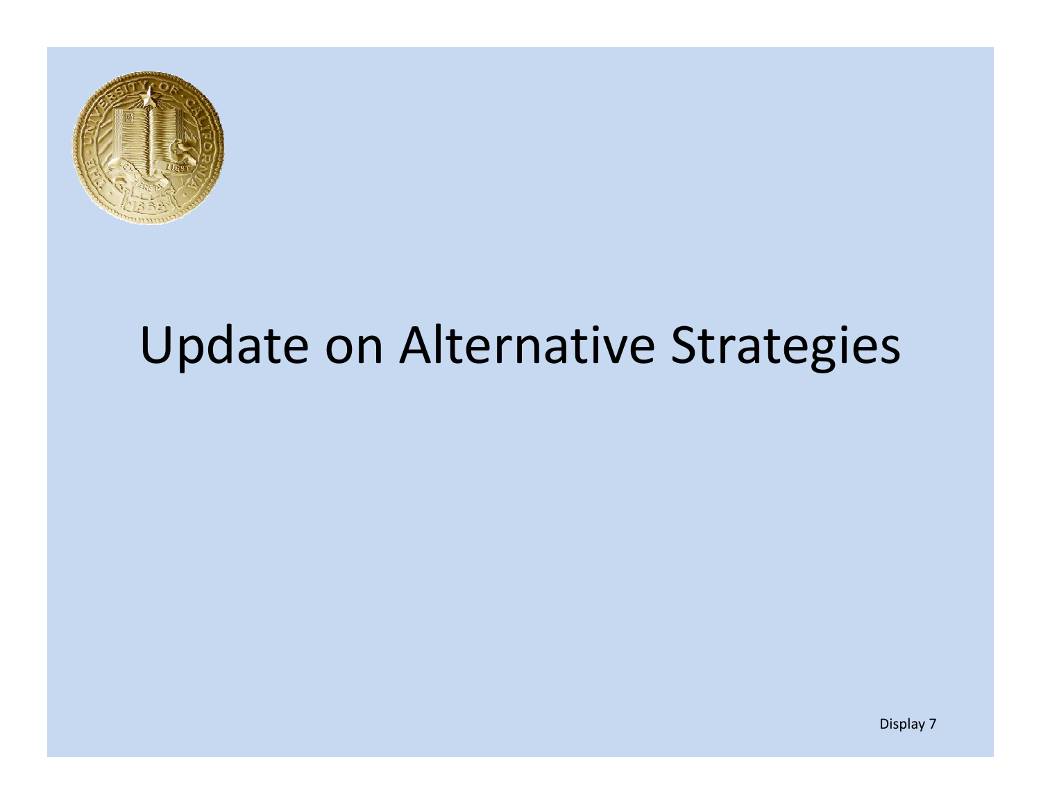# Update on Alternative Strategies

Display 7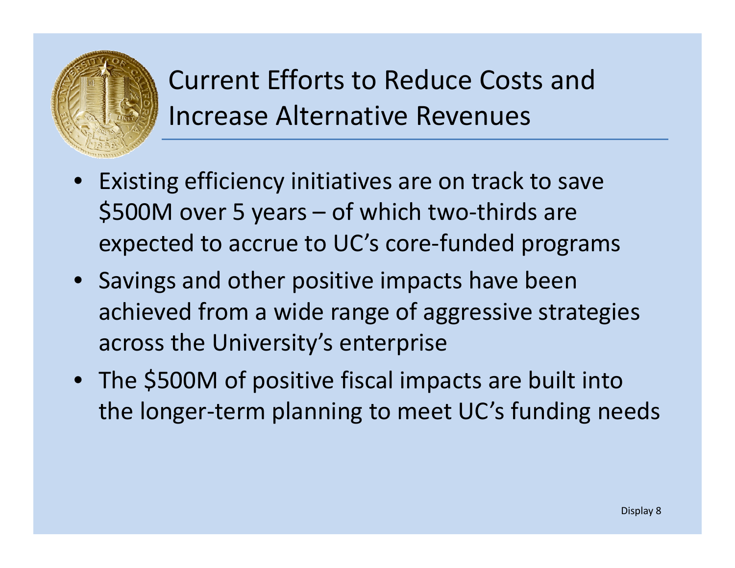# Current Efforts to Reduce Costs and Increase Alternative Revenues

- Existing efficiency initiatives are on track to save $500M over 5 years – of which two-thirds are expected to accrue to UC's core-funded programs
- Savings and other positive impacts have been achieved from a wide range of aggressive strategies across the University's enterprise
- The $500M of positive fiscal impacts are built into the longer-term planning to meet UC's funding needs

Display 8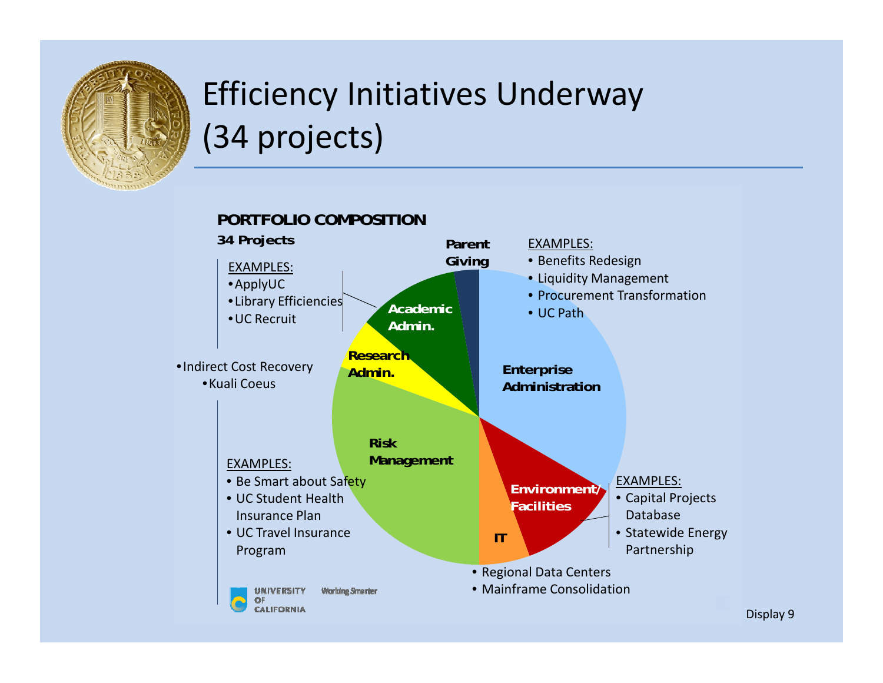# Efficiency Initiatives Underway (34 projects)

**PORTFOLIO COMPOSITION**

**34 Projects**

**Enterprise Administration**

EXAMPLES:
- Benefits Redesign
- Liquidity Management
- Procurement Transformation
- UC Path

**Environment/ Facilities**

EXAMPLES:
- Capital Projects Database
- Statewide Energy Partnership

**IT**

- Regional Data Centers
- Mainframe Consolidation

**Risk Management**

EXAMPLES:
- Be Smart about Safety
- UC Student Health Insurance Plan
- UC Travel Insurance Program

**Research Admin.**

- Indirect Cost Recovery
- Kuali Coeus

**Academic Admin.**

EXAMPLES:
- ApplyUC
- Library Efficiencies
- UC Recruit

**Parent Giving**

UNIVERSITY OF CALIFORNIA — Working Smarter

Display 9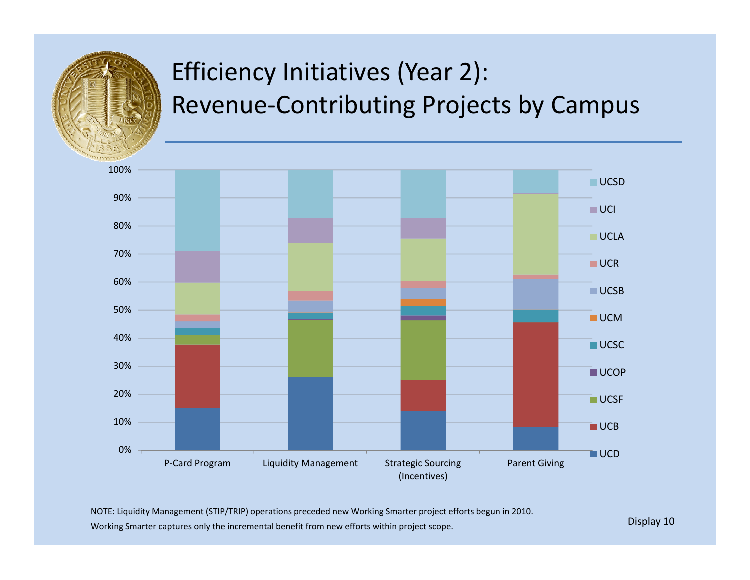# Efficiency Initiatives (Year 2): Revenue-Contributing Projects by Campus

NOTE: Liquidity Management (STIP/TRIP) operations preceded new Working Smarter project efforts begun in 2010.

Working Smarter captures only the incremental benefit from new efforts within project scope.

Display 10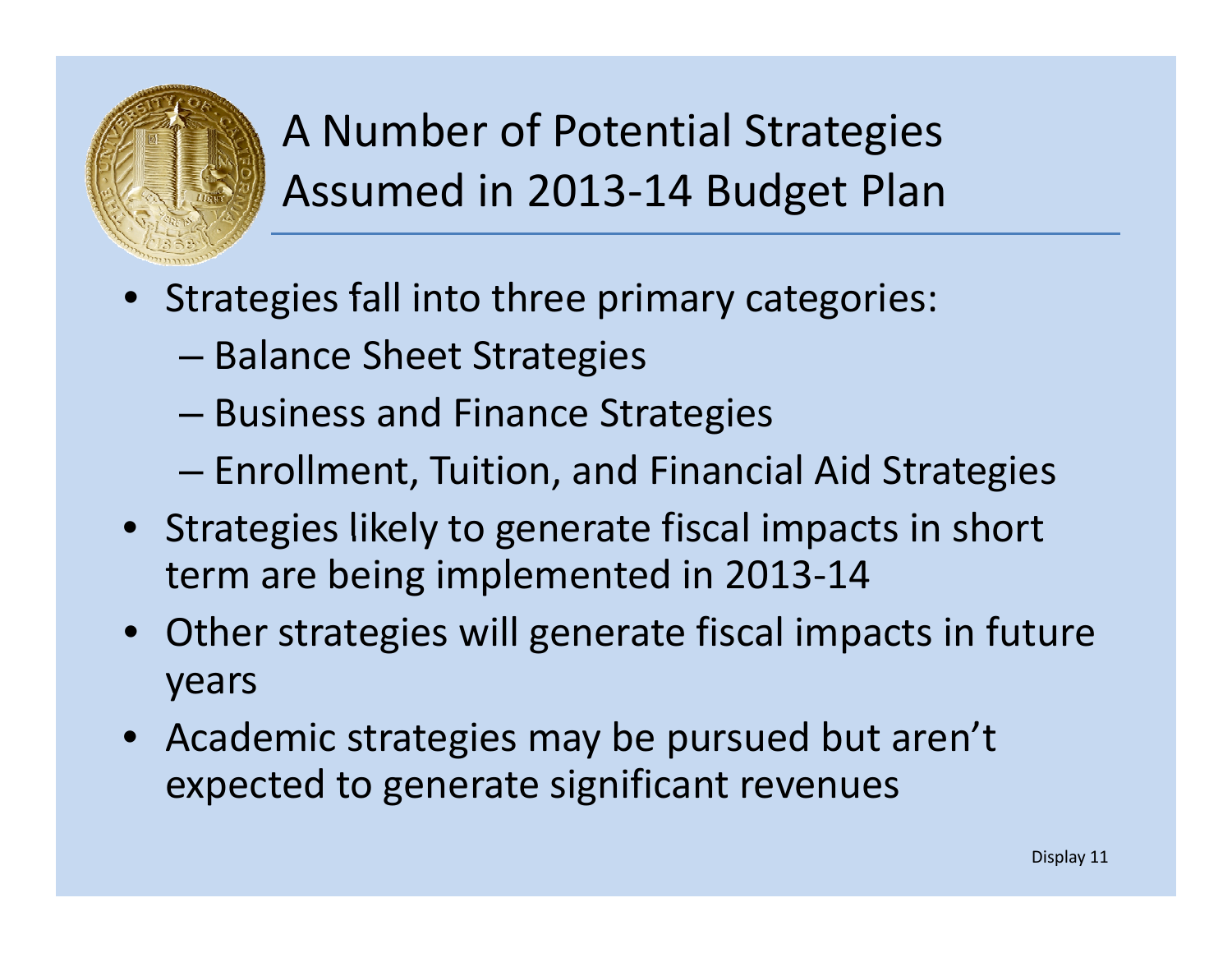# A Number of Potential Strategies Assumed in 2013-14 Budget Plan

- Strategies fall into three primary categories:
  - Balance Sheet Strategies
  - Business and Finance Strategies
  - Enrollment, Tuition, and Financial Aid Strategies
- Strategies likely to generate fiscal impacts in short term are being implemented in 2013-14
- Other strategies will generate fiscal impacts in future years
- Academic strategies may be pursued but aren't expected to generate significant revenues

Display 11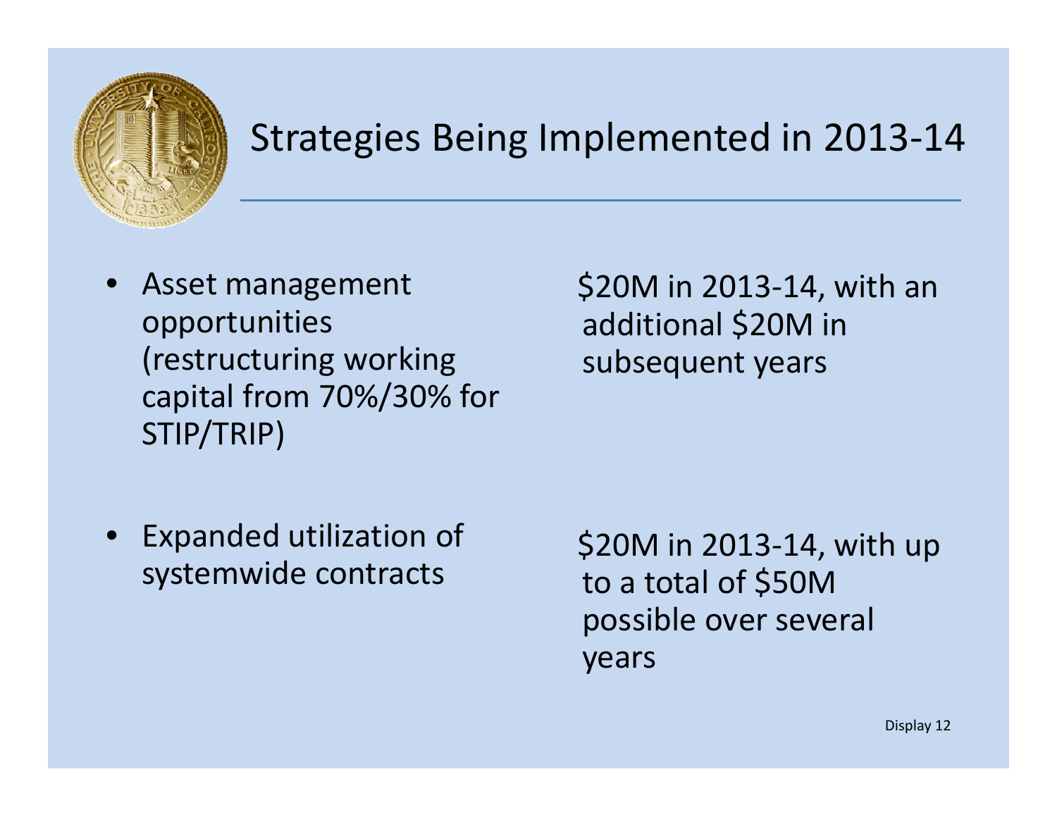# Strategies Being Implemented in 2013-14

| Strategy | Amount |
| --- | --- |
| Asset management opportunities (restructuring working capital from 70%/30% for STIP/TRIP) | $20M in 2013-14, with an additional $20M in subsequent years |
| Expanded utilization of systemwide contracts | $20M in 2013-14, with up to a total of $50M possible over several years |

Display 12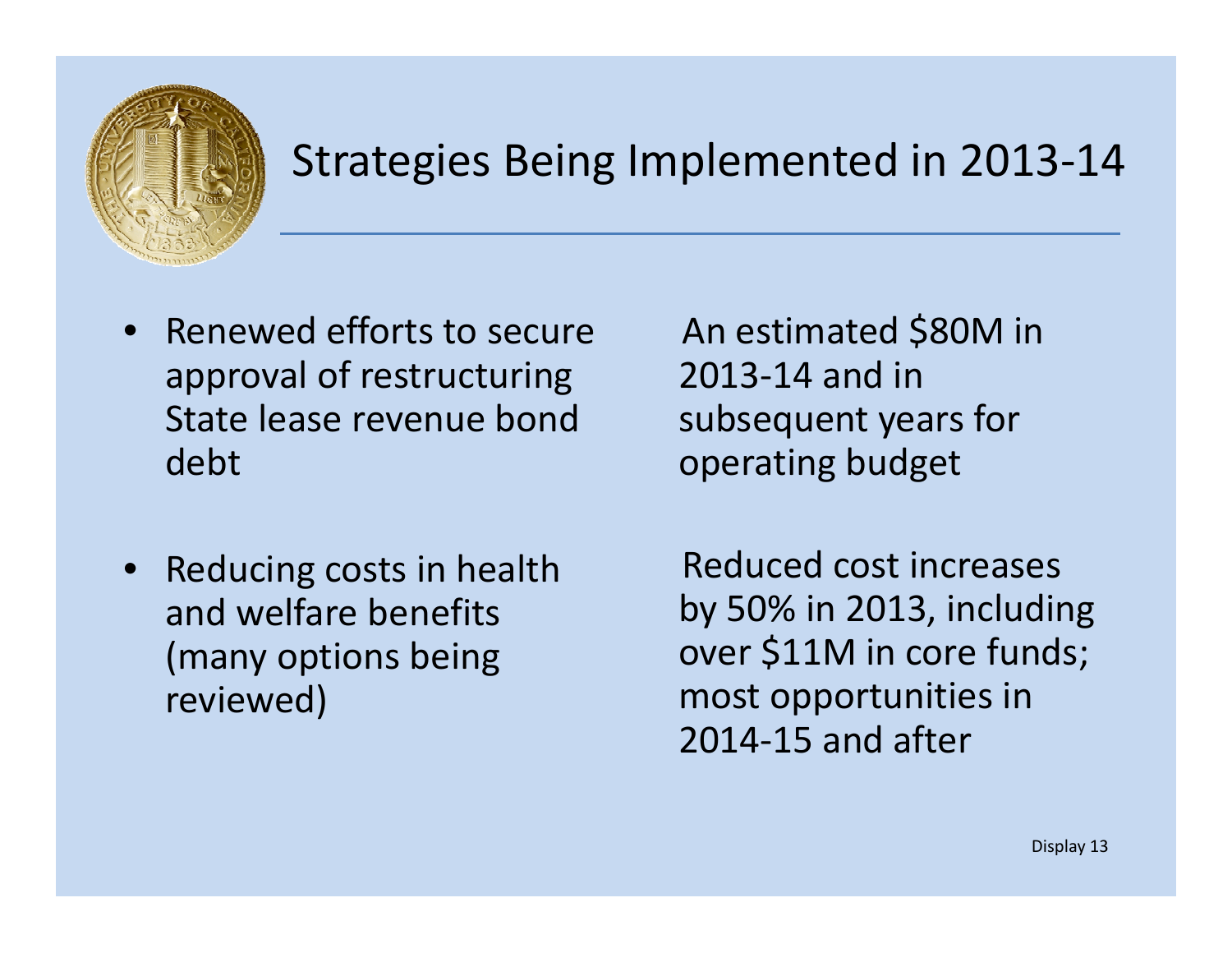# Strategies Being Implemented in 2013-14

| | |
|---|---|
| • Renewed efforts to secure approval of restructuring State lease revenue bond debt | An estimated $80M in 2013-14 and in subsequent years for operating budget |
| • Reducing costs in health and welfare benefits (many options being reviewed) | Reduced cost increases by 50% in 2013, including over $11M in core funds; most opportunities in 2014-15 and after |

Display 13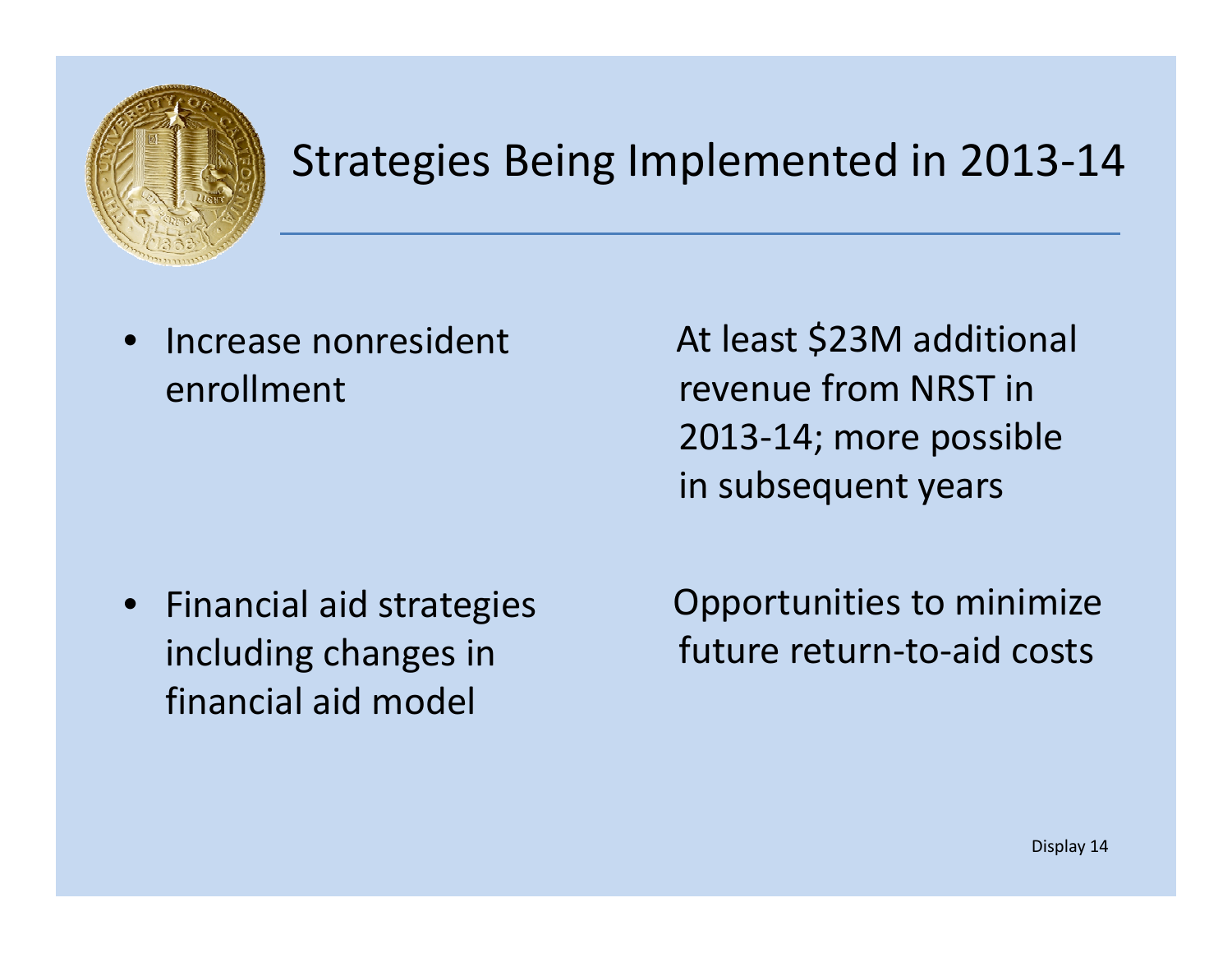# Strategies Being Implemented in 2013-14

- Increase nonresident enrollment

  At least $23M additional revenue from NRST in 2013-14; more possible in subsequent years

- Financial aid strategies including changes in financial aid model

  Opportunities to minimize future return-to-aid costs

Display 14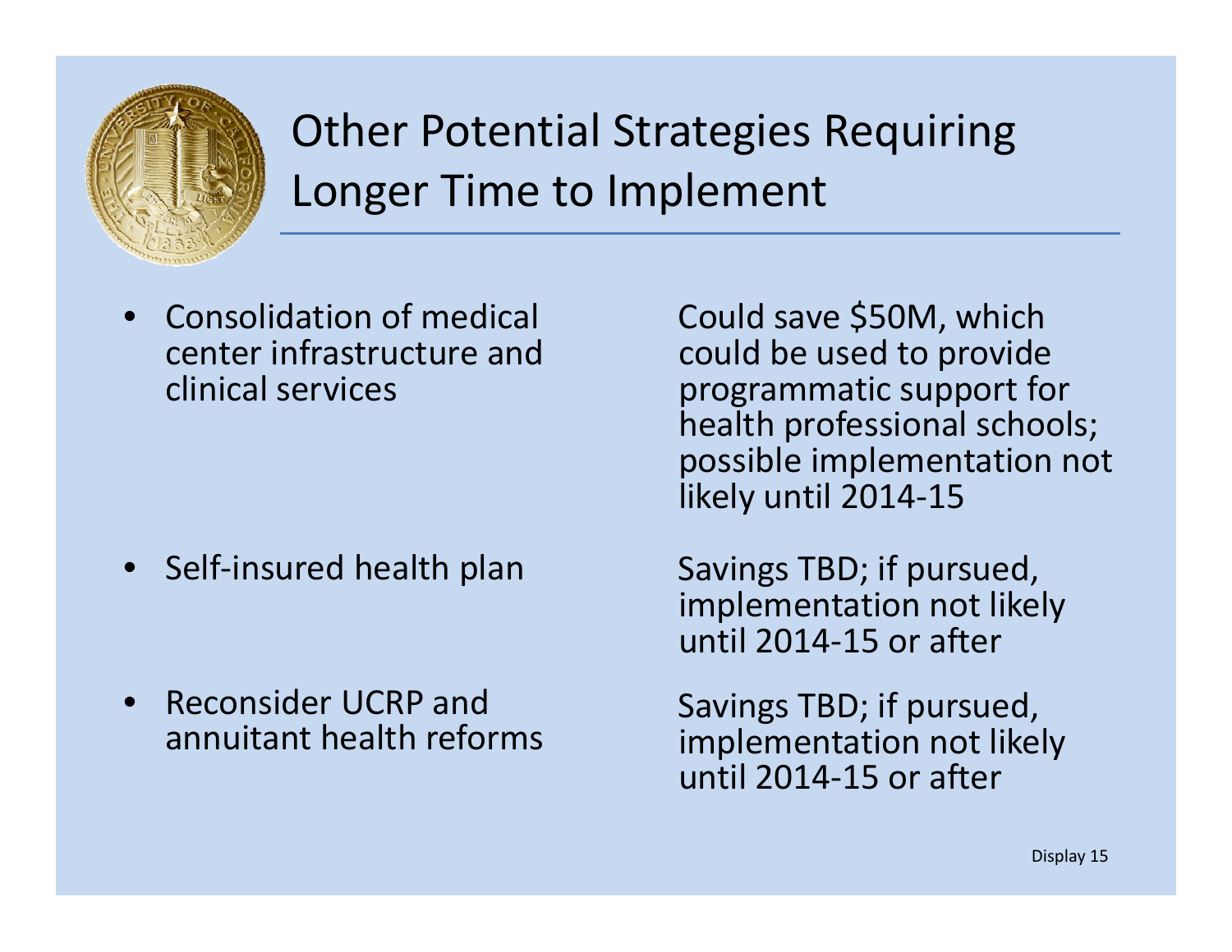# Other Potential Strategies Requiring Longer Time to Implement

| Strategy | Details |
| --- | --- |
| Consolidation of medical center infrastructure and clinical services | Could save $50M, which could be used to provide programmatic support for health professional schools; possible implementation not likely until 2014-15 |
| Self-insured health plan | Savings TBD; if pursued, implementation not likely until 2014-15 or after |
| Reconsider UCRP and annuitant health reforms | Savings TBD; if pursued, implementation not likely until 2014-15 or after |

Display 15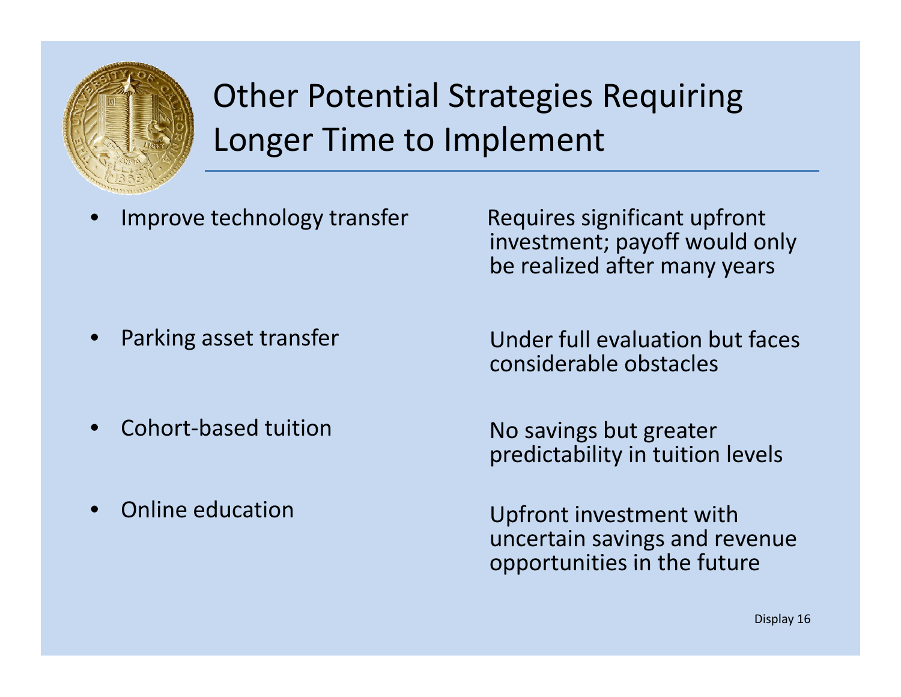# Other Potential Strategies Requiring Longer Time to Implement

| Strategy | Notes |
| --- | --- |
| Improve technology transfer | Requires significant upfront investment; payoff would only be realized after many years |
| Parking asset transfer | Under full evaluation but faces considerable obstacles |
| Cohort-based tuition | No savings but greater predictability in tuition levels |
| Online education | Upfront investment with uncertain savings and revenue opportunities in the future |

Display 16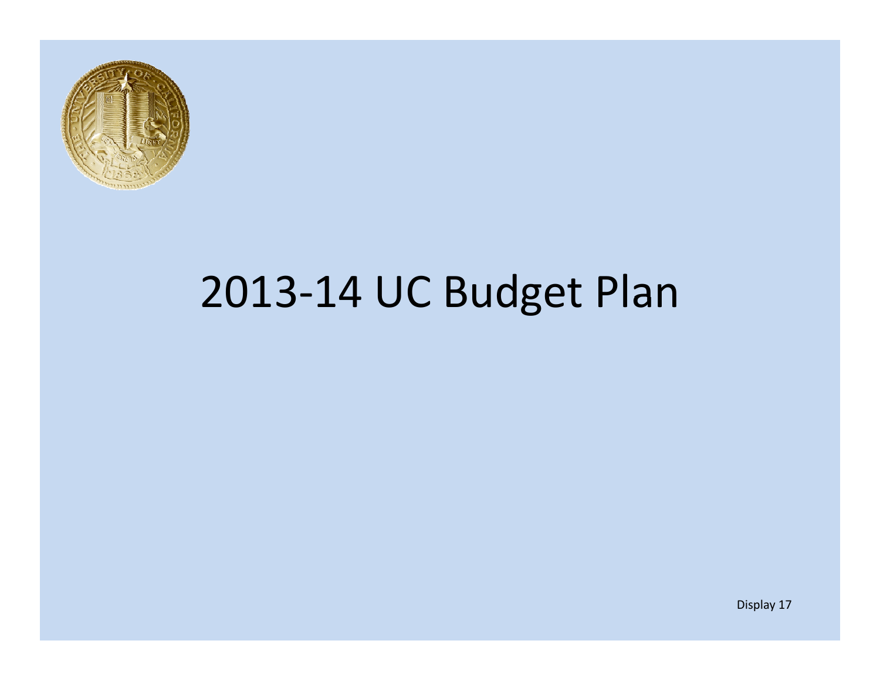# 2013-14 UC Budget Plan

Display 17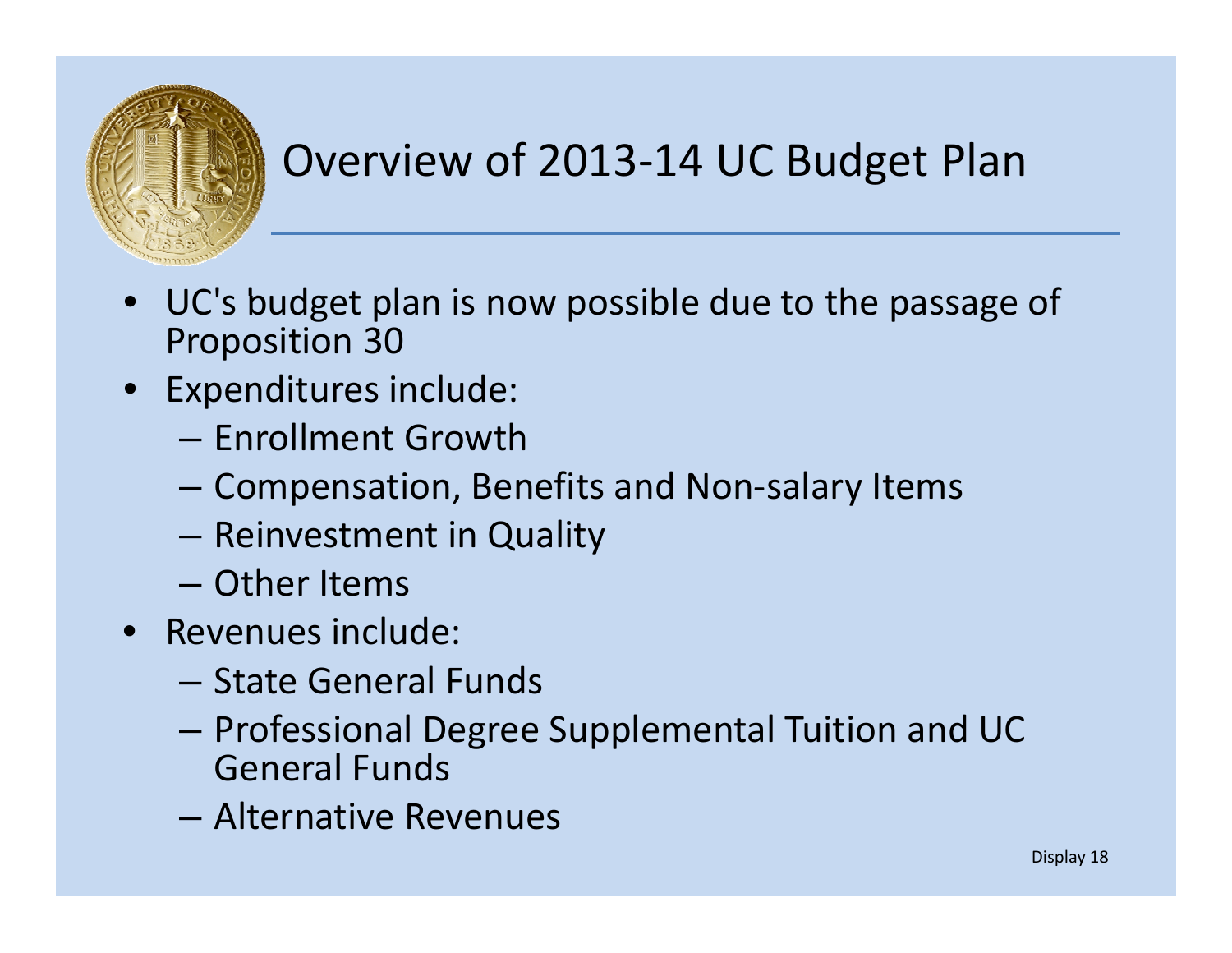# Overview of 2013-14 UC Budget Plan

- UC's budget plan is now possible due to the passage of Proposition 30
- Expenditures include:
  - Enrollment Growth
  - Compensation, Benefits and Non-salary Items
  - Reinvestment in Quality
  - Other Items
- Revenues include:
  - State General Funds
  - Professional Degree Supplemental Tuition and UC General Funds
  - Alternative Revenues

Display 18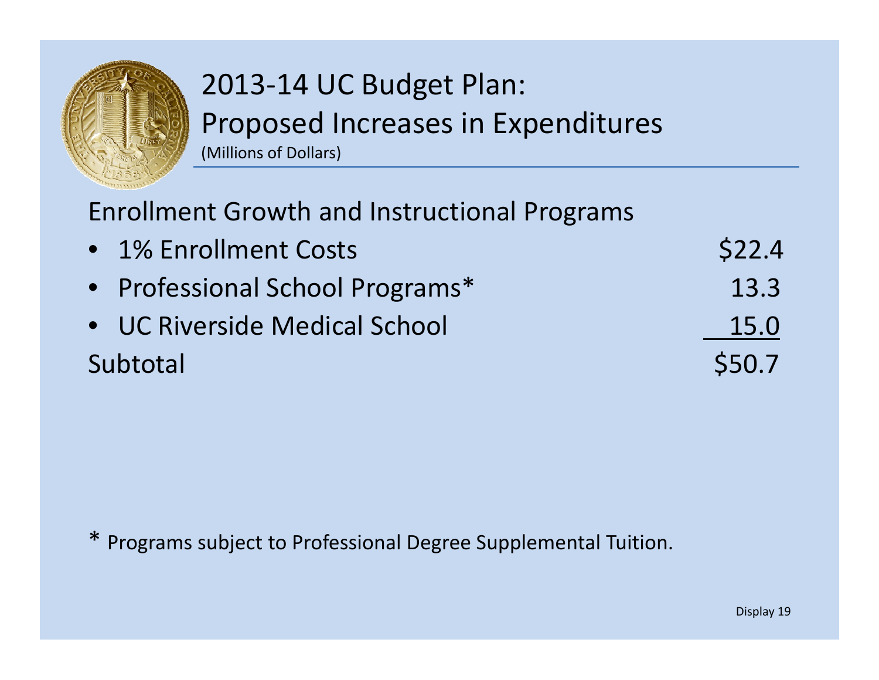# 2013-14 UC Budget Plan: Proposed Increases in Expenditures

(Millions of Dollars)

## Enrollment Growth and Instructional Programs

| Item | Amount |
| --- | --- |
| 1% Enrollment Costs | $22.4 |
| Professional School Programs* | 13.3 |
| UC Riverside Medical School | 15.0 |
| Subtotal | $50.7 |

* Programs subject to Professional Degree Supplemental Tuition.

Display 19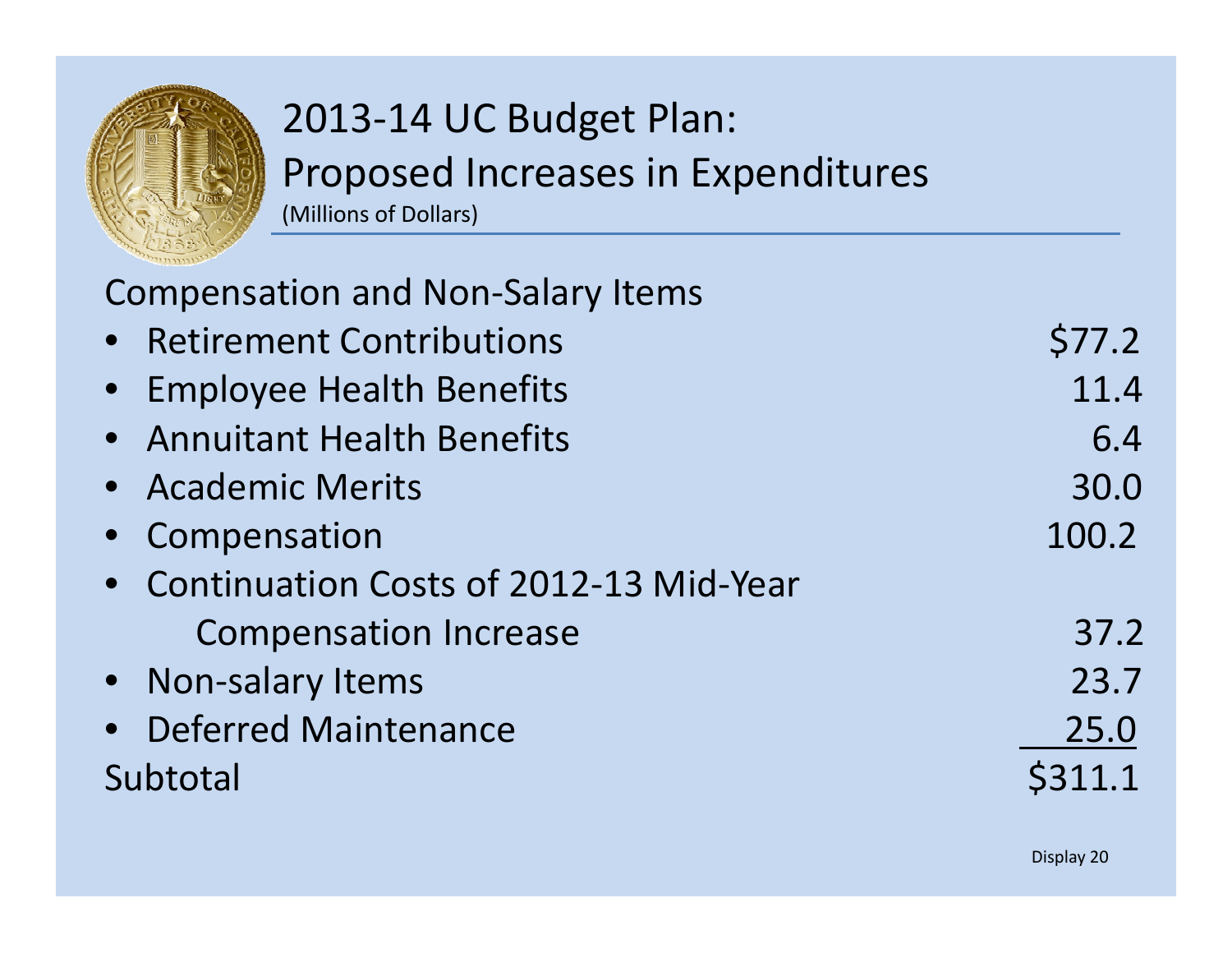# 2013-14 UC Budget Plan: Proposed Increases in Expenditures

(Millions of Dollars)

| Compensation and Non-Salary Items | |
|---|---|
| • Retirement Contributions | $77.2 |
| • Employee Health Benefits | 11.4 |
| • Annuitant Health Benefits | 6.4 |
| • Academic Merits | 30.0 |
| • Compensation | 100.2 |
| • Continuation Costs of 2012-13 Mid-Year Compensation Increase | 37.2 |
| • Non-salary Items | 23.7 |
| • Deferred Maintenance | 25.0 |
| Subtotal | $311.1 |

Display 20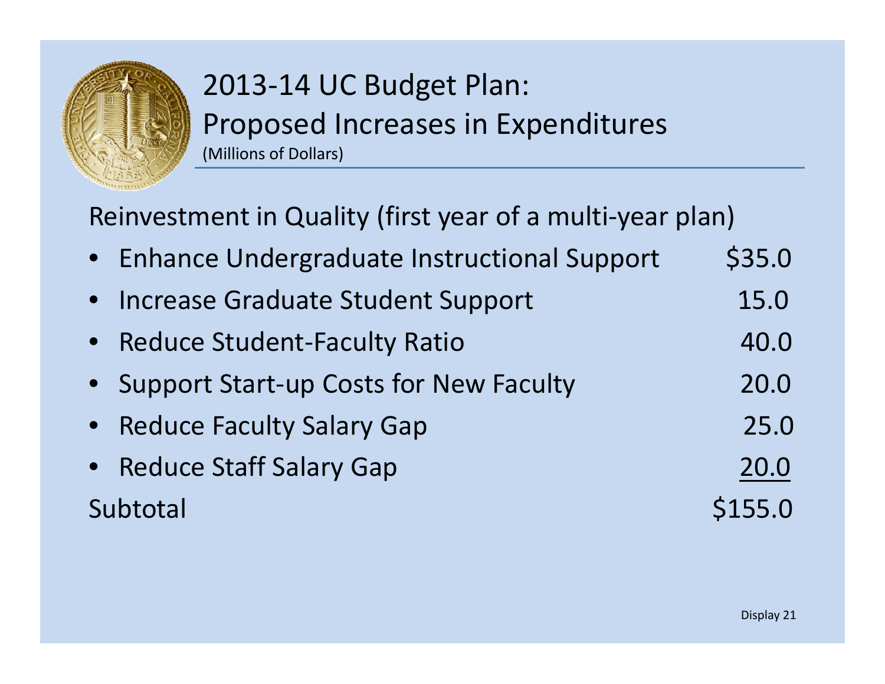# 2013-14 UC Budget Plan: Proposed Increases in Expenditures

(Millions of Dollars)

Reinvestment in Quality (first year of a multi-year plan)

| Item | Amount |
| --- | --- |
| • Enhance Undergraduate Instructional Support | $35.0 |
| • Increase Graduate Student Support | 15.0 |
| • Reduce Student-Faculty Ratio | 40.0 |
| • Support Start-up Costs for New Faculty | 20.0 |
| • Reduce Faculty Salary Gap | 25.0 |
| • Reduce Staff Salary Gap | 20.0 |
| Subtotal | $155.0 |

Display 21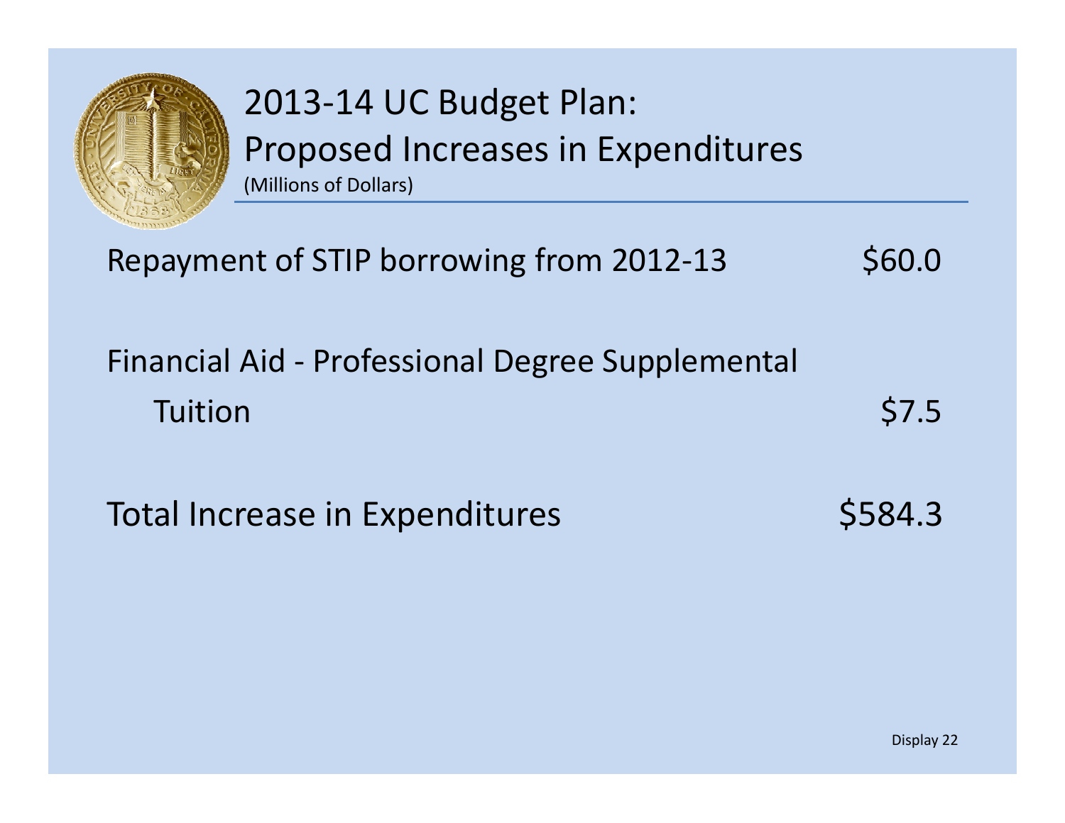# 2013-14 UC Budget Plan: Proposed Increases in Expenditures

(Millions of Dollars)

| | |
|---|---|
| Repayment of STIP borrowing from 2012-13 | $60.0 |
| Financial Aid - Professional Degree Supplemental Tuition | $7.5 |
| Total Increase in Expenditures | $584.3 |

Display 22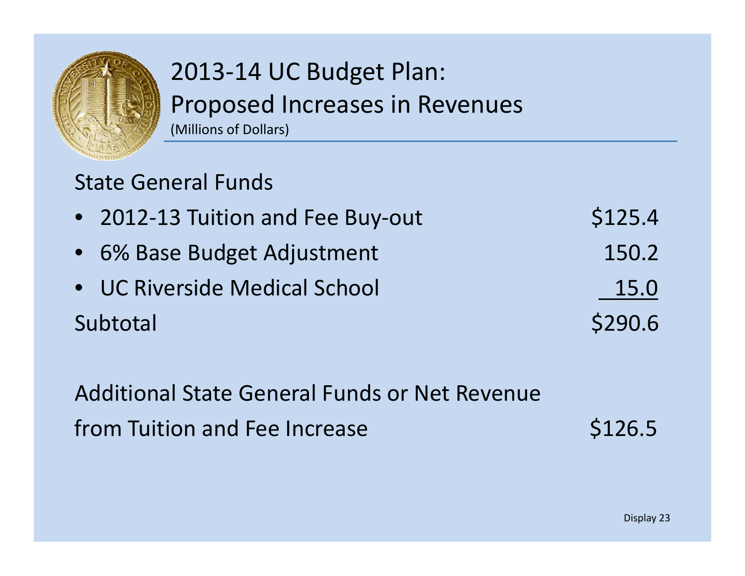# 2013-14 UC Budget Plan: Proposed Increases in Revenues

(Millions of Dollars)

State General Funds

| | |
|---|---|
| • 2012-13 Tuition and Fee Buy-out | $125.4 |
| • 6% Base Budget Adjustment | 150.2 |
| • UC Riverside Medical School | 15.0 |
| Subtotal | $290.6 |

| | |
|---|---|
| Additional State General Funds or Net Revenue from Tuition and Fee Increase | $126.5 |

Display 23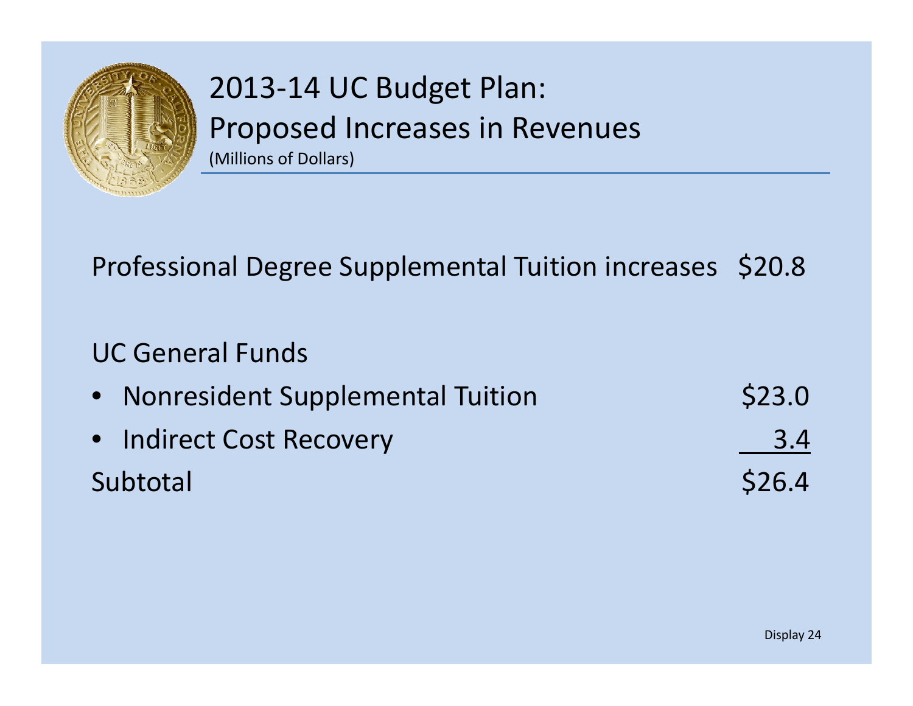# 2013-14 UC Budget Plan: Proposed Increases in Revenues

(Millions of Dollars)

| | |
|---|---|
| Professional Degree Supplemental Tuition increases | $20.8 |
| | |
| UC General Funds | |
| • Nonresident Supplemental Tuition | $23.0 |
| • Indirect Cost Recovery | 3.4 |
| Subtotal | $26.4 |

Display 24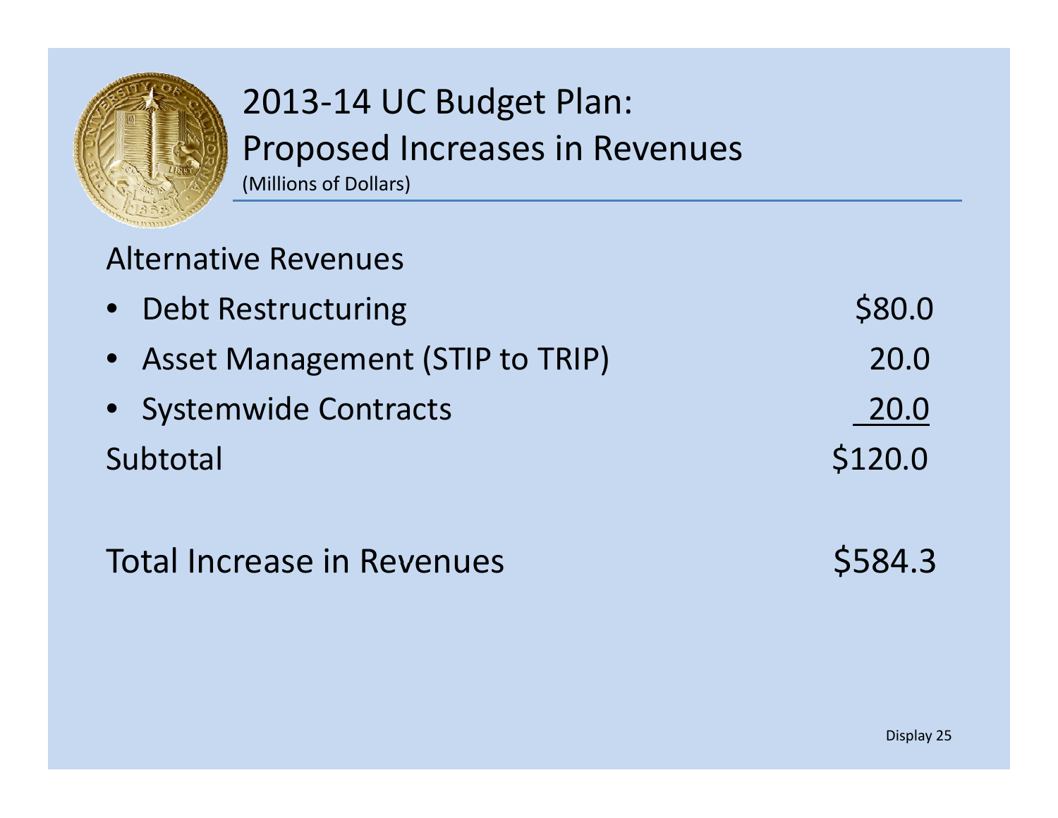# 2013-14 UC Budget Plan: Proposed Increases in Revenues

(Millions of Dollars)

| | |
|---|---|
| **Alternative Revenues** | |
| • Debt Restructuring | $80.0 |
| • Asset Management (STIP to TRIP) | 20.0 |
| • Systemwide Contracts | 20.0 |
| Subtotal | $120.0 |
| | |
| Total Increase in Revenues | $584.3 |

Display 25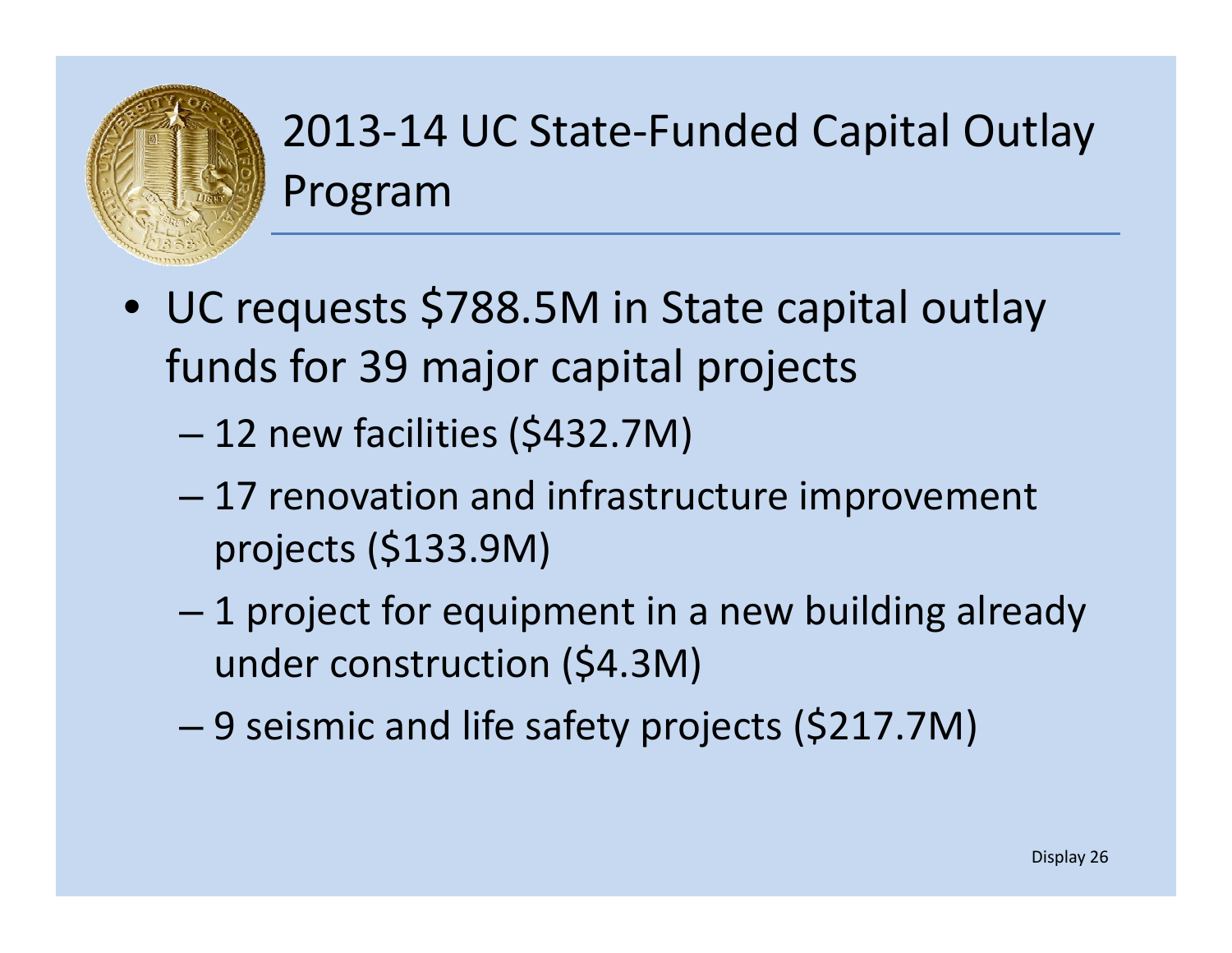# 2013-14 UC State-Funded Capital Outlay Program

- UC requests $788.5M in State capital outlay funds for 39 major capital projects
  - 12 new facilities ($432.7M)
  - 17 renovation and infrastructure improvement projects ($133.9M)
  - 1 project for equipment in a new building already under construction ($4.3M)
  - 9 seismic and life safety projects ($217.7M)

Display 26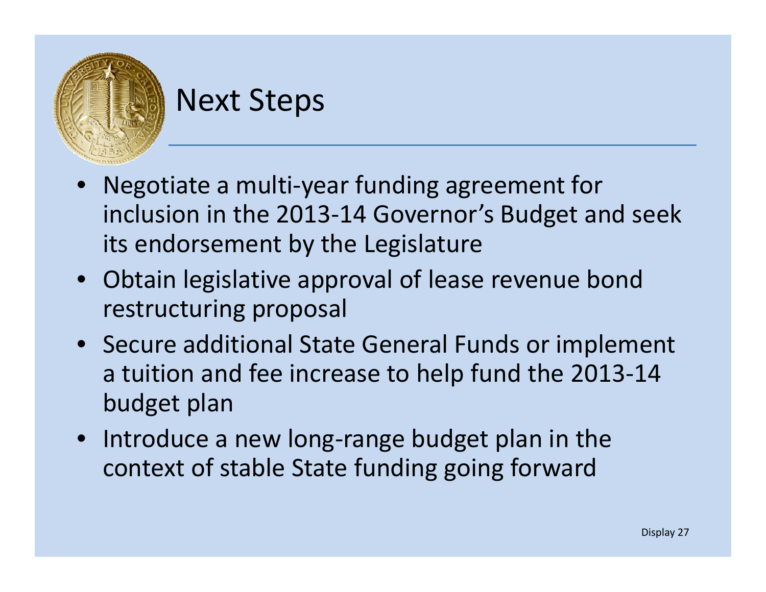# Next Steps

- Negotiate a multi-year funding agreement for inclusion in the 2013-14 Governor's Budget and seek its endorsement by the Legislature
- Obtain legislative approval of lease revenue bond restructuring proposal
- Secure additional State General Funds or implement a tuition and fee increase to help fund the 2013-14 budget plan
- Introduce a new long-range budget plan in the context of stable State funding going forward

Display 27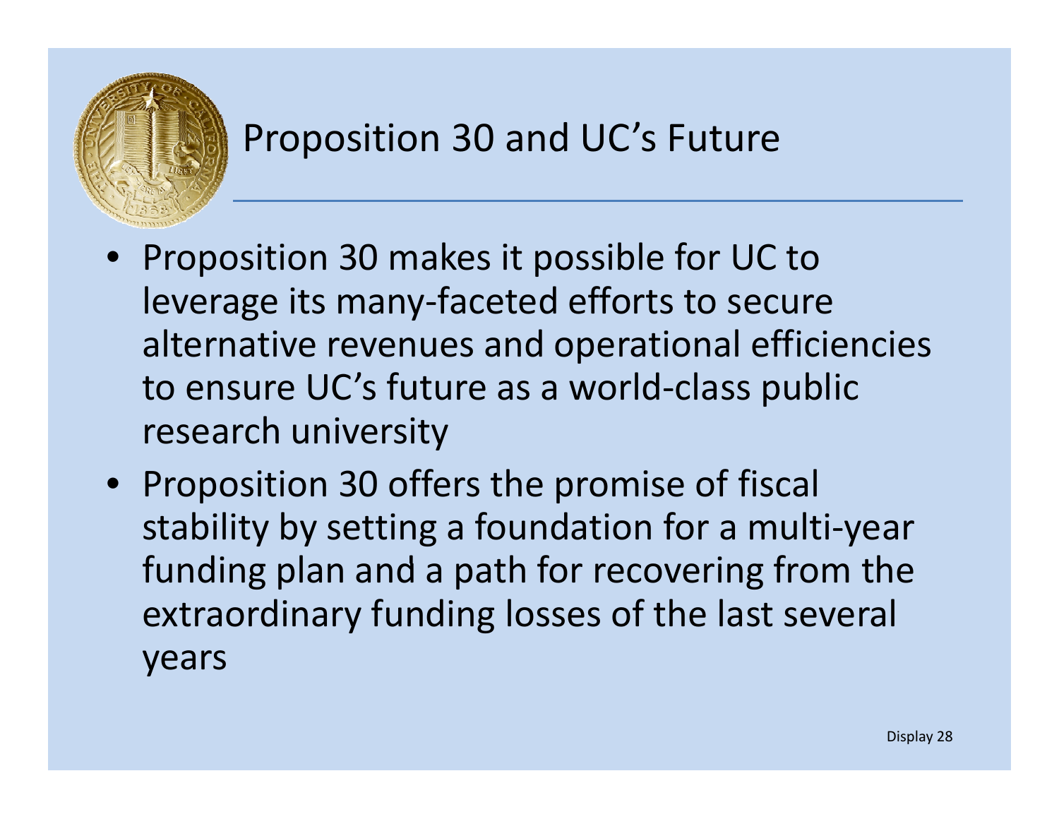# Proposition 30 and UC's Future

- Proposition 30 makes it possible for UC to leverage its many-faceted efforts to secure alternative revenues and operational efficiencies to ensure UC's future as a world-class public research university
- Proposition 30 offers the promise of fiscal stability by setting a foundation for a multi-year funding plan and a path for recovering from the extraordinary funding losses of the last several years

Display 28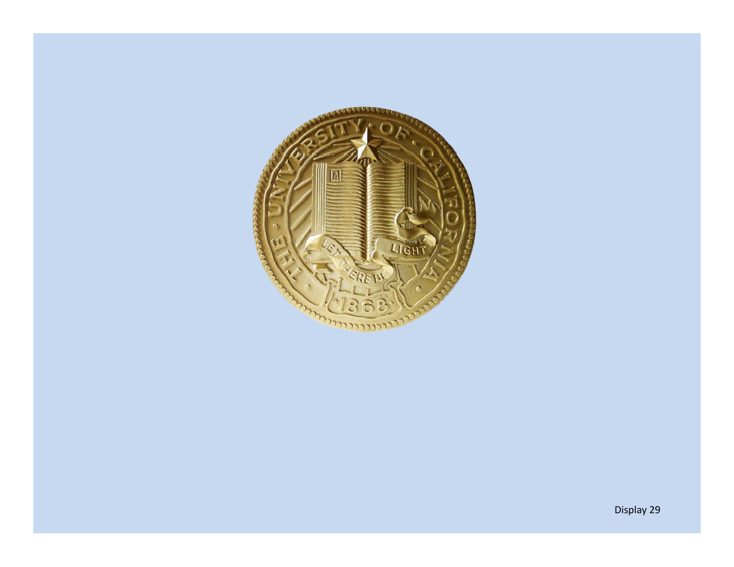Display 29